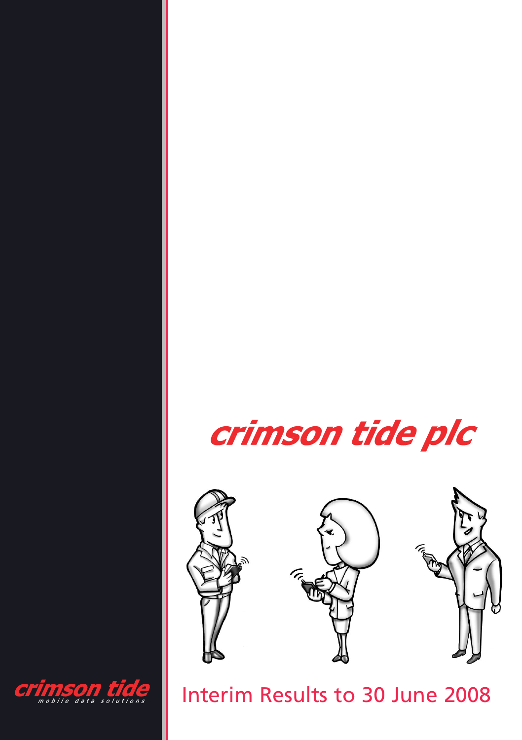# crimson tide plc

crimson tide
mobile data solutions

## Interim Results to 30 June 2008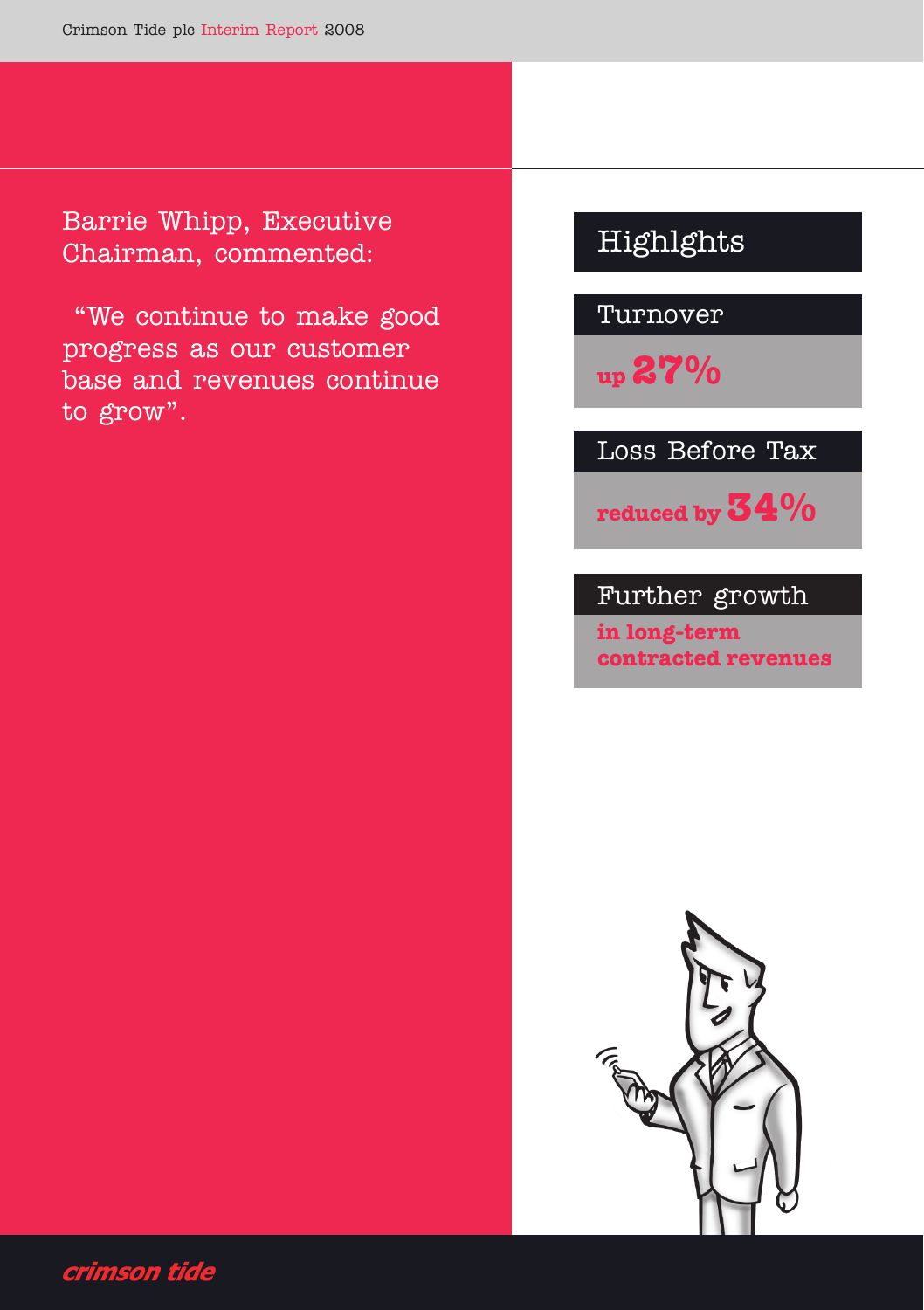Barrie Whipp, Executive Chairman, commented:

"We continue to make good progress as our customer base and revenues continue to grow".

## Highlghts

### Turnover

**up 27%**

### Loss Before Tax

**reduced by 34%**

### Further growth

**in long-term contracted revenues**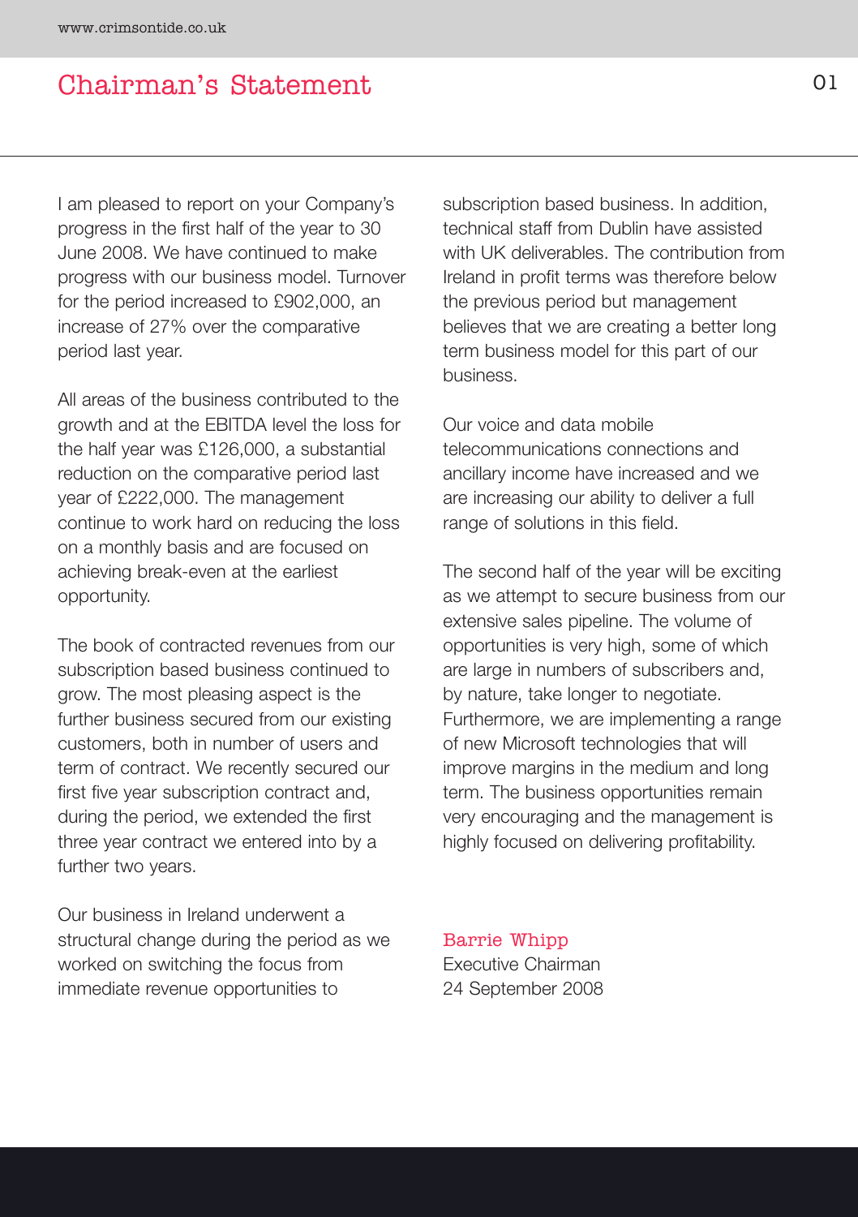# Chairman's Statement

I am pleased to report on your Company's progress in the first half of the year to 30 June 2008. We have continued to make progress with our business model. Turnover for the period increased to £902,000, an increase of 27% over the comparative period last year.

All areas of the business contributed to the growth and at the EBITDA level the loss for the half year was £126,000, a substantial reduction on the comparative period last year of £222,000. The management continue to work hard on reducing the loss on a monthly basis and are focused on achieving break-even at the earliest opportunity.

The book of contracted revenues from our subscription based business continued to grow. The most pleasing aspect is the further business secured from our existing customers, both in number of users and term of contract. We recently secured our first five year subscription contract and, during the period, we extended the first three year contract we entered into by a further two years.

Our business in Ireland underwent a structural change during the period as we worked on switching the focus from immediate revenue opportunities to subscription based business. In addition, technical staff from Dublin have assisted with UK deliverables. The contribution from Ireland in profit terms was therefore below the previous period but management believes that we are creating a better long term business model for this part of our business.

Our voice and data mobile telecommunications connections and ancillary income have increased and we are increasing our ability to deliver a full range of solutions in this field.

The second half of the year will be exciting as we attempt to secure business from our extensive sales pipeline. The volume of opportunities is very high, some of which are large in numbers of subscribers and, by nature, take longer to negotiate. Furthermore, we are implementing a range of new Microsoft technologies that will improve margins in the medium and long term. The business opportunities remain very encouraging and the management is highly focused on delivering profitability.

Barrie Whipp
Executive Chairman
24 September 2008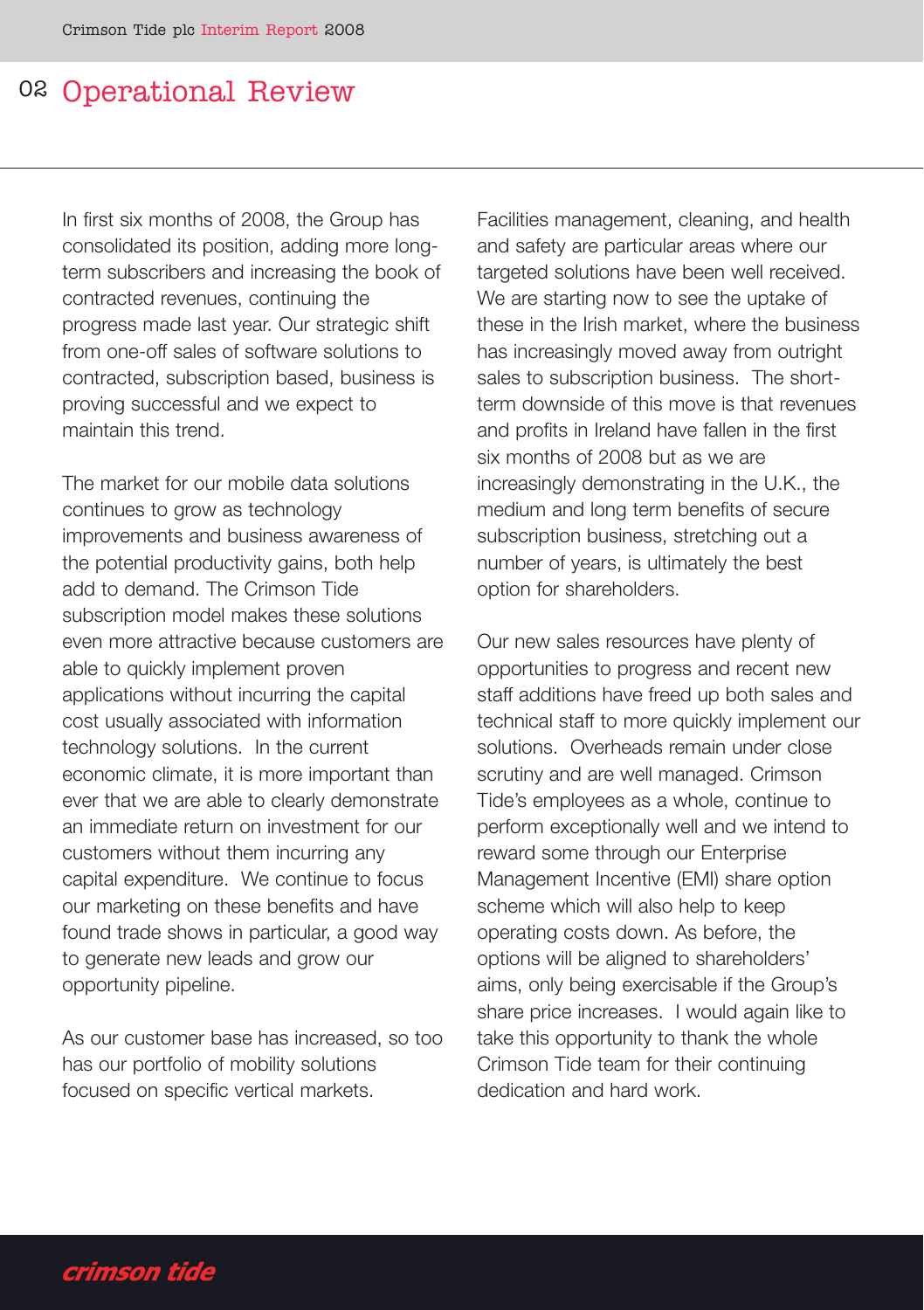# Operational Review

In first six months of 2008, the Group has consolidated its position, adding more long-term subscribers and increasing the book of contracted revenues, continuing the progress made last year. Our strategic shift from one-off sales of software solutions to contracted, subscription based, business is proving successful and we expect to maintain this trend.

The market for our mobile data solutions continues to grow as technology improvements and business awareness of the potential productivity gains, both help add to demand. The Crimson Tide subscription model makes these solutions even more attractive because customers are able to quickly implement proven applications without incurring the capital cost usually associated with information technology solutions. In the current economic climate, it is more important than ever that we are able to clearly demonstrate an immediate return on investment for our customers without them incurring any capital expenditure. We continue to focus our marketing on these benefits and have found trade shows in particular, a good way to generate new leads and grow our opportunity pipeline.

As our customer base has increased, so too has our portfolio of mobility solutions focused on specific vertical markets. Facilities management, cleaning, and health and safety are particular areas where our targeted solutions have been well received. We are starting now to see the uptake of these in the Irish market, where the business has increasingly moved away from outright sales to subscription business. The short-term downside of this move is that revenues and profits in Ireland have fallen in the first six months of 2008 but as we are increasingly demonstrating in the U.K., the medium and long term benefits of secure subscription business, stretching out a number of years, is ultimately the best option for shareholders.

Our new sales resources have plenty of opportunities to progress and recent new staff additions have freed up both sales and technical staff to more quickly implement our solutions. Overheads remain under close scrutiny and are well managed. Crimson Tide's employees as a whole, continue to perform exceptionally well and we intend to reward some through our Enterprise Management Incentive (EMI) share option scheme which will also help to keep operating costs down. As before, the options will be aligned to shareholders' aims, only being exercisable if the Group's share price increases. I would again like to take this opportunity to thank the whole Crimson Tide team for their continuing dedication and hard work.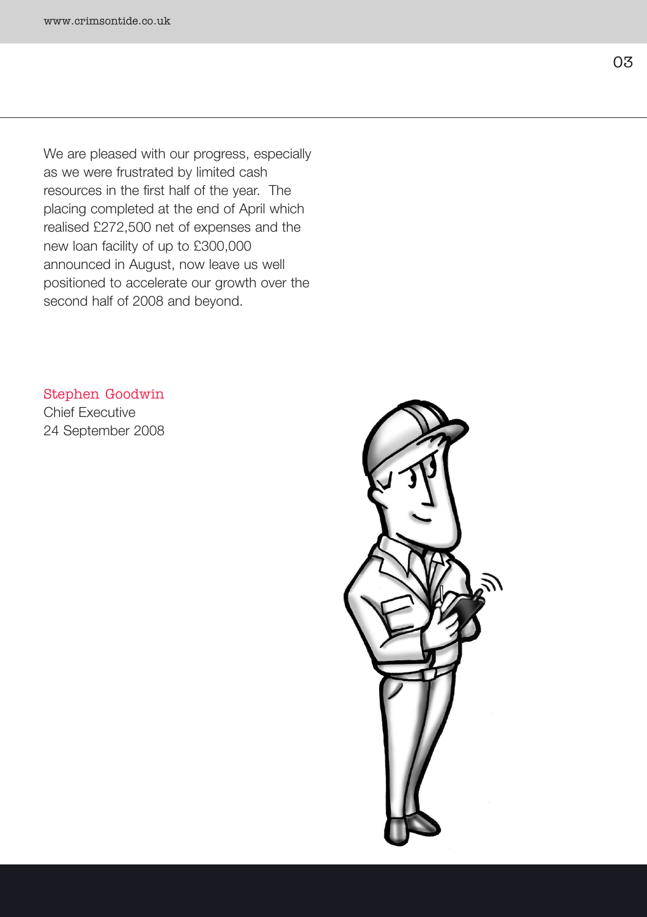We are pleased with our progress, especially as we were frustrated by limited cash resources in the first half of the year.  The placing completed at the end of April which realised £272,500 net of expenses and the new loan facility of up to £300,000 announced in August, now leave us well positioned to accelerate our growth over the second half of 2008 and beyond.

Stephen Goodwin
Chief Executive
24 September 2008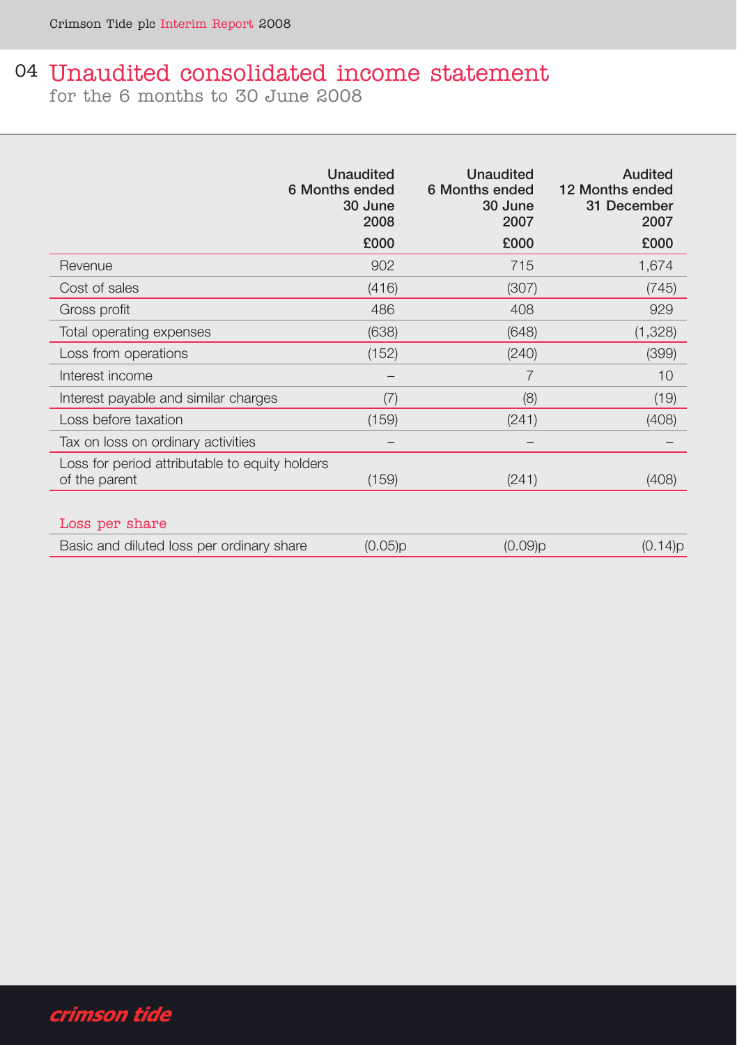# Unaudited consolidated income statement

for the 6 months to 30 June 2008

| | Unaudited 6 Months ended 30 June 2008 | Unaudited 6 Months ended 30 June 2007 | Audited 12 Months ended 31 December 2007 |
|---|---|---|---|
| | £000 | £000 | £000 |
| Revenue | 902 | 715 | 1,674 |
| Cost of sales | (416) | (307) | (745) |
| Gross profit | 486 | 408 | 929 |
| Total operating expenses | (638) | (648) | (1,328) |
| Loss from operations | (152) | (240) | (399) |
| Interest income | – | 7 | 10 |
| Interest payable and similar charges | (7) | (8) | (19) |
| Loss before taxation | (159) | (241) | (408) |
| Tax on loss on ordinary activities | – | – | – |
| Loss for period attributable to equity holders of the parent | (159) | (241) | (408) |

## Loss per share

| | | | |
|---|---|---|---|
| Basic and diluted loss per ordinary share | (0.05)p | (0.09)p | (0.14)p |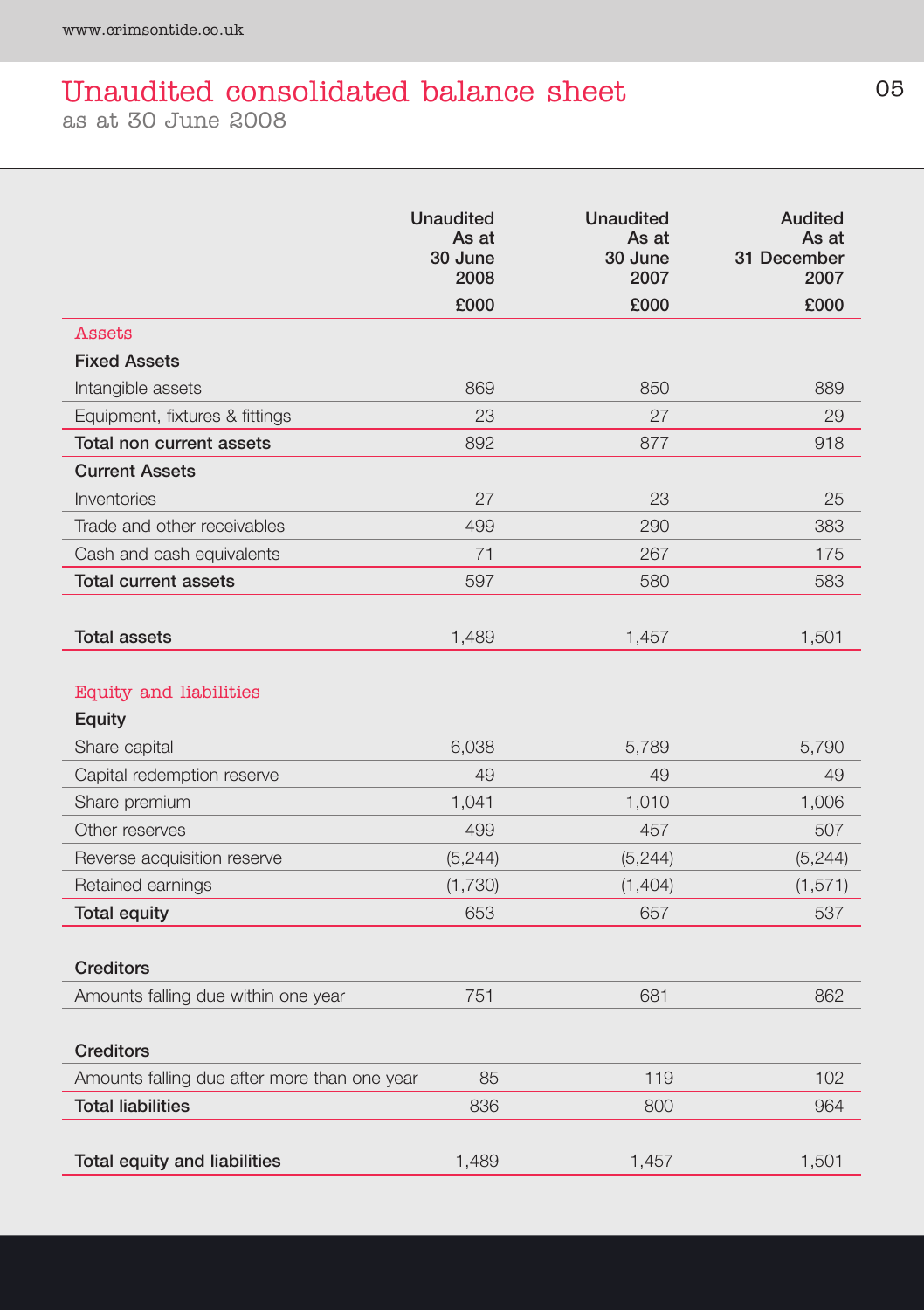# Unaudited consolidated balance sheet

as at 30 June 2008

| | Unaudited As at 30 June 2008 £000 | Unaudited As at 30 June 2007 £000 | Audited As at 31 December 2007 £000 |
|---|---|---|---|
| **Assets** | | | |
| **Fixed Assets** | | | |
| Intangible assets | 869 | 850 | 889 |
| Equipment, fixtures & fittings | 23 | 27 | 29 |
| **Total non current assets** | 892 | 877 | 918 |
| **Current Assets** | | | |
| Inventories | 27 | 23 | 25 |
| Trade and other receivables | 499 | 290 | 383 |
| Cash and cash equivalents | 71 | 267 | 175 |
| **Total current assets** | 597 | 580 | 583 |
| **Total assets** | 1,489 | 1,457 | 1,501 |
| **Equity and liabilities** | | | |
| **Equity** | | | |
| Share capital | 6,038 | 5,789 | 5,790 |
| Capital redemption reserve | 49 | 49 | 49 |
| Share premium | 1,041 | 1,010 | 1,006 |
| Other reserves | 499 | 457 | 507 |
| Reverse acquisition reserve | (5,244) | (5,244) | (5,244) |
| Retained earnings | (1,730) | (1,404) | (1,571) |
| **Total equity** | 653 | 657 | 537 |
| **Creditors** | | | |
| Amounts falling due within one year | 751 | 681 | 862 |
| **Creditors** | | | |
| Amounts falling due after more than one year | 85 | 119 | 102 |
| **Total liabilities** | 836 | 800 | 964 |
| **Total equity and liabilities** | 1,489 | 1,457 | 1,501 |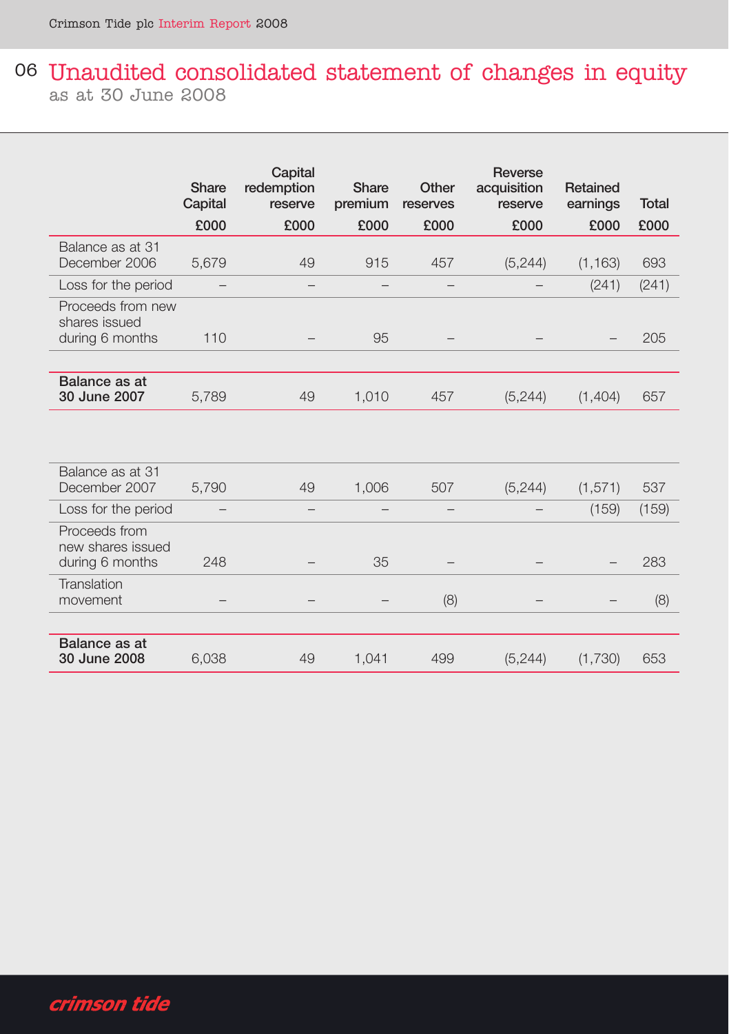# Unaudited consolidated statement of changes in equity

as at 30 June 2008

| | Share Capital £000 | Capital redemption reserve £000 | Share premium £000 | Other reserves £000 | Reverse acquisition reserve £000 | Retained earnings £000 | Total £000 |
|---|---|---|---|---|---|---|---|
| Balance as at 31 December 2006 | 5,679 | 49 | 915 | 457 | (5,244) | (1,163) | 693 |
| Loss for the period | – | – | – | – | – | (241) | (241) |
| Proceeds from new shares issued during 6 months | 110 | – | 95 | – | – | – | 205 |
| **Balance as at 30 June 2007** | 5,789 | 49 | 1,010 | 457 | (5,244) | (1,404) | 657 |
| | | | | | | | |
| Balance as at 31 December 2007 | 5,790 | 49 | 1,006 | 507 | (5,244) | (1,571) | 537 |
| Loss for the period | – | – | – | – | – | (159) | (159) |
| Proceeds from new shares issued during 6 months | 248 | – | 35 | – | – | – | 283 |
| Translation movement | – | – | – | (8) | – | – | (8) |
| **Balance as at 30 June 2008** | 6,038 | 49 | 1,041 | 499 | (5,244) | (1,730) | 653 |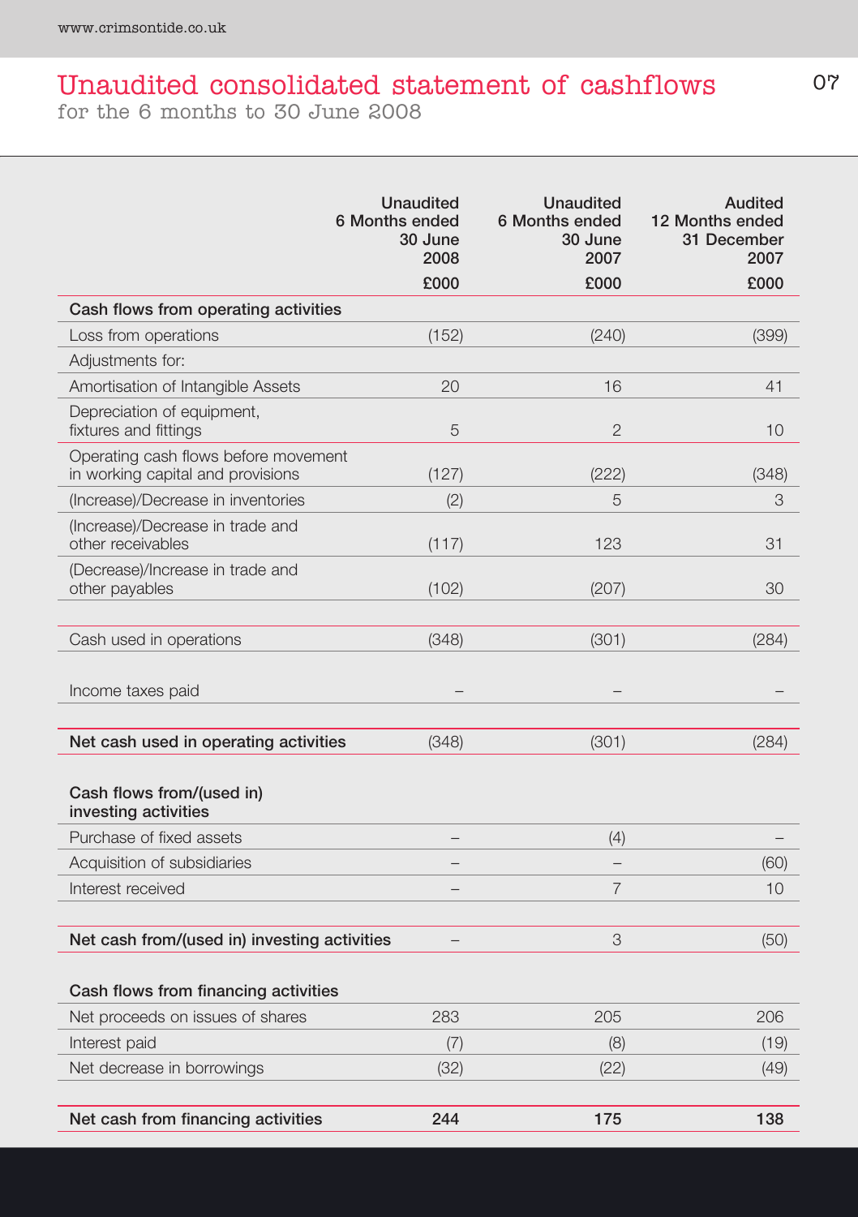# Unaudited consolidated statement of cashflows

for the 6 months to 30 June 2008

| | Unaudited 6 Months ended 30 June 2008 £000 | Unaudited 6 Months ended 30 June 2007 £000 | Audited 12 Months ended 31 December 2007 £000 |
|---|---|---|---|
| **Cash flows from operating activities** | | | |
| Loss from operations | (152) | (240) | (399) |
| Adjustments for: | | | |
| Amortisation of Intangible Assets | 20 | 16 | 41 |
| Depreciation of equipment, fixtures and fittings | 5 | 2 | 10 |
| Operating cash flows before movement in working capital and provisions | (127) | (222) | (348) |
| (Increase)/Decrease in inventories | (2) | 5 | 3 |
| (Increase)/Decrease in trade and other receivables | (117) | 123 | 31 |
| (Decrease)/Increase in trade and other payables | (102) | (207) | 30 |
| Cash used in operations | (348) | (301) | (284) |
| Income taxes paid | – | – | – |
| **Net cash used in operating activities** | (348) | (301) | (284) |
| **Cash flows from/(used in) investing activities** | | | |
| Purchase of fixed assets | – | (4) | – |
| Acquisition of subsidiaries | – | – | (60) |
| Interest received | – | 7 | 10 |
| **Net cash from/(used in) investing activities** | – | 3 | (50) |
| **Cash flows from financing activities** | | | |
| Net proceeds on issues of shares | 283 | 205 | 206 |
| Interest paid | (7) | (8) | (19) |
| Net decrease in borrowings | (32) | (22) | (49) |
| **Net cash from financing activities** | **244** | **175** | **138** |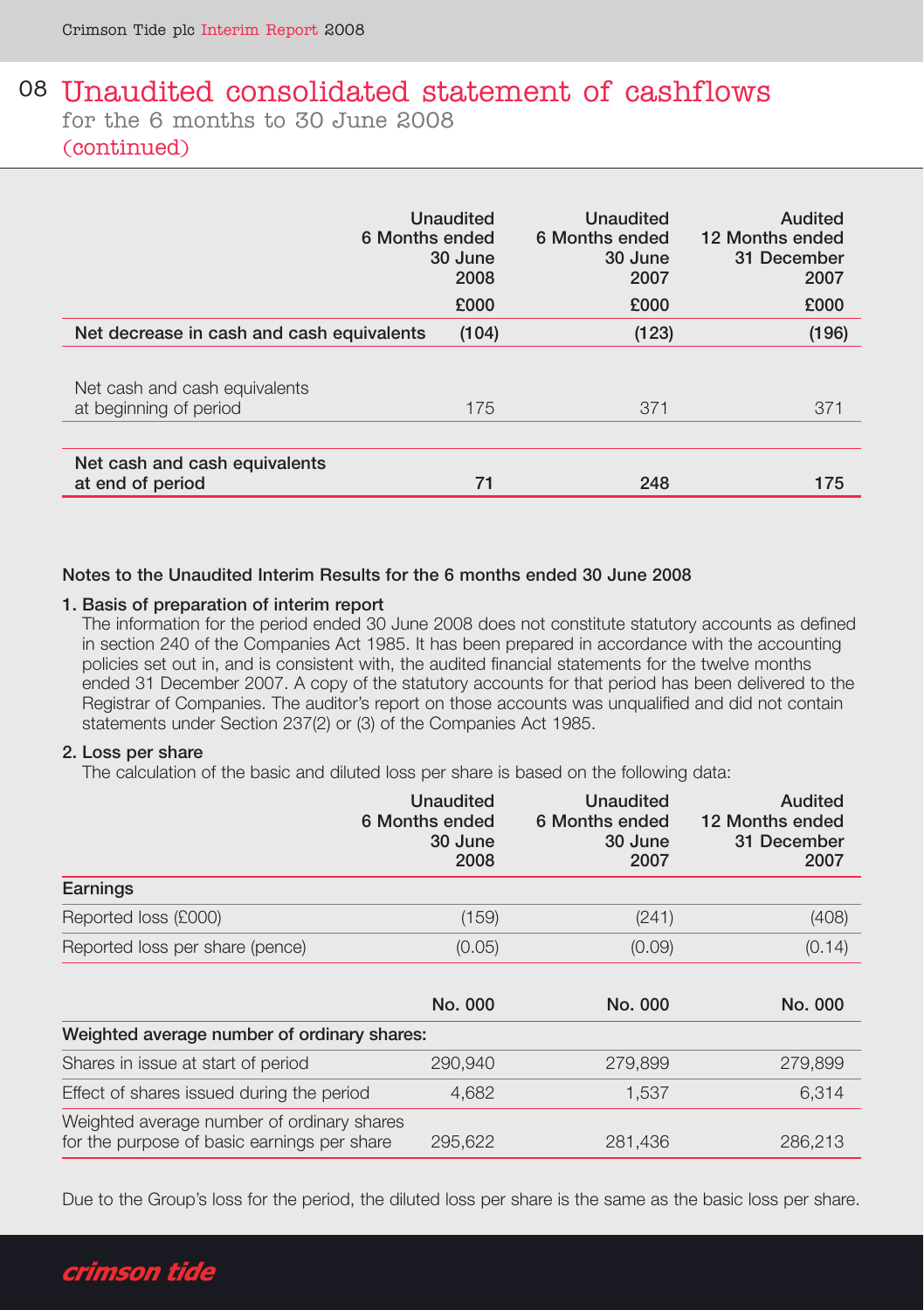# Unaudited consolidated statement of cashflows

for the 6 months to 30 June 2008

(continued)

| | Unaudited 6 Months ended 30 June 2008 | Unaudited 6 Months ended 30 June 2007 | Audited 12 Months ended 31 December 2007 |
|---|---|---|---|
| | £000 | £000 | £000 |
| **Net decrease in cash and cash equivalents** | **(104)** | **(123)** | **(196)** |
| Net cash and cash equivalents at beginning of period | 175 | 371 | 371 |
| **Net cash and cash equivalents at end of period** | **71** | **248** | **175** |

**Notes to the Unaudited Interim Results for the 6 months ended 30 June 2008**

**1. Basis of preparation of interim report**

The information for the period ended 30 June 2008 does not constitute statutory accounts as defined in section 240 of the Companies Act 1985. It has been prepared in accordance with the accounting policies set out in, and is consistent with, the audited financial statements for the twelve months ended 31 December 2007. A copy of the statutory accounts for that period has been delivered to the Registrar of Companies. The auditor's report on those accounts was unqualified and did not contain statements under Section 237(2) or (3) of the Companies Act 1985.

**2. Loss per share**

The calculation of the basic and diluted loss per share is based on the following data:

| | Unaudited 6 Months ended 30 June 2008 | Unaudited 6 Months ended 30 June 2007 | Audited 12 Months ended 31 December 2007 |
|---|---|---|---|
| **Earnings** | | | |
| Reported loss (£000) | (159) | (241) | (408) |
| Reported loss per share (pence) | (0.05) | (0.09) | (0.14) |

| | No. 000 | No. 000 | No. 000 |
|---|---|---|---|
| **Weighted average number of ordinary shares:** | | | |
| Shares in issue at start of period | 290,940 | 279,899 | 279,899 |
| Effect of shares issued during the period | 4,682 | 1,537 | 6,314 |
| Weighted average number of ordinary shares for the purpose of basic earnings per share | 295,622 | 281,436 | 286,213 |

Due to the Group's loss for the period, the diluted loss per share is the same as the basic loss per share.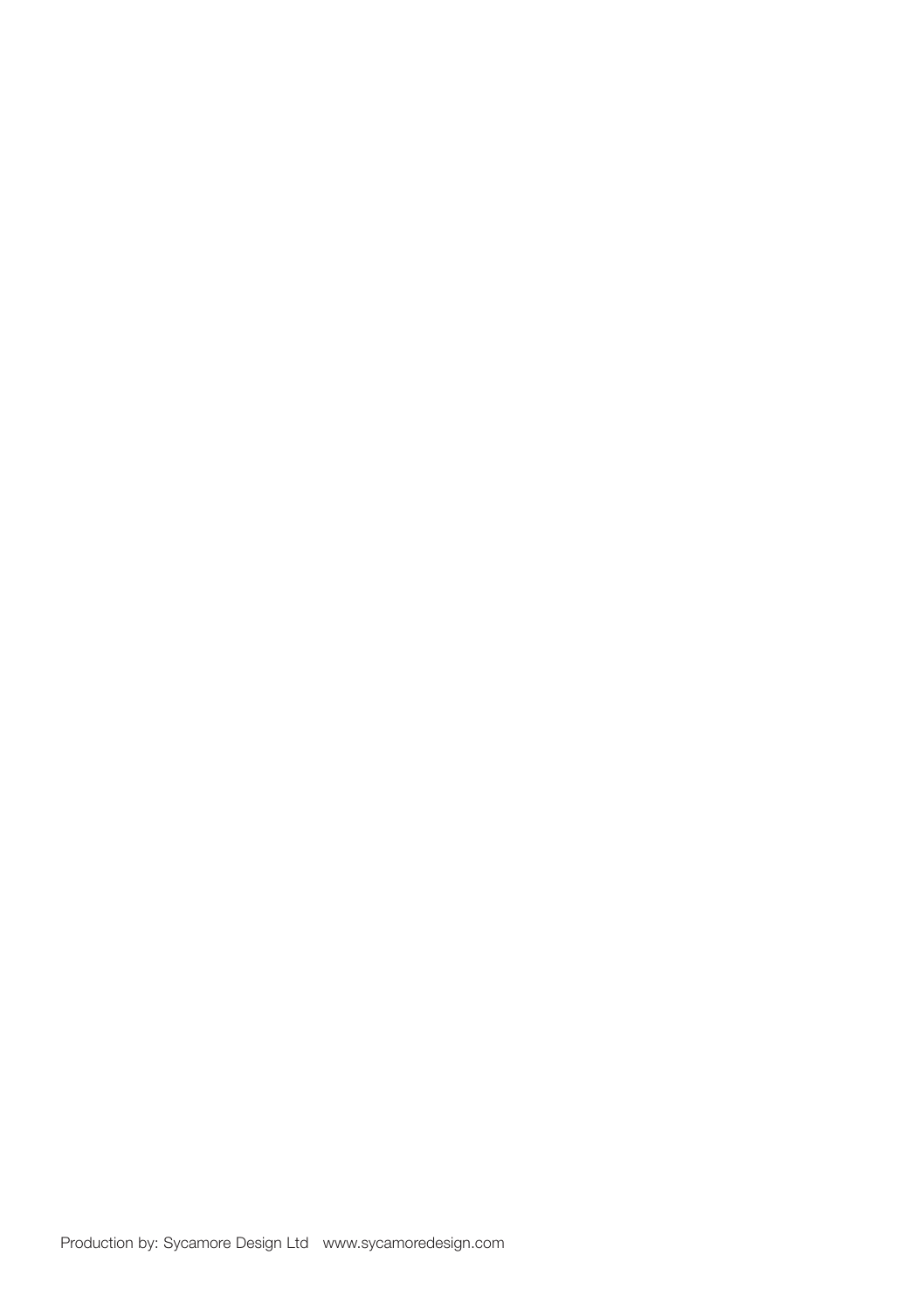Production by: Sycamore Design Ltd www.sycamoredesign.com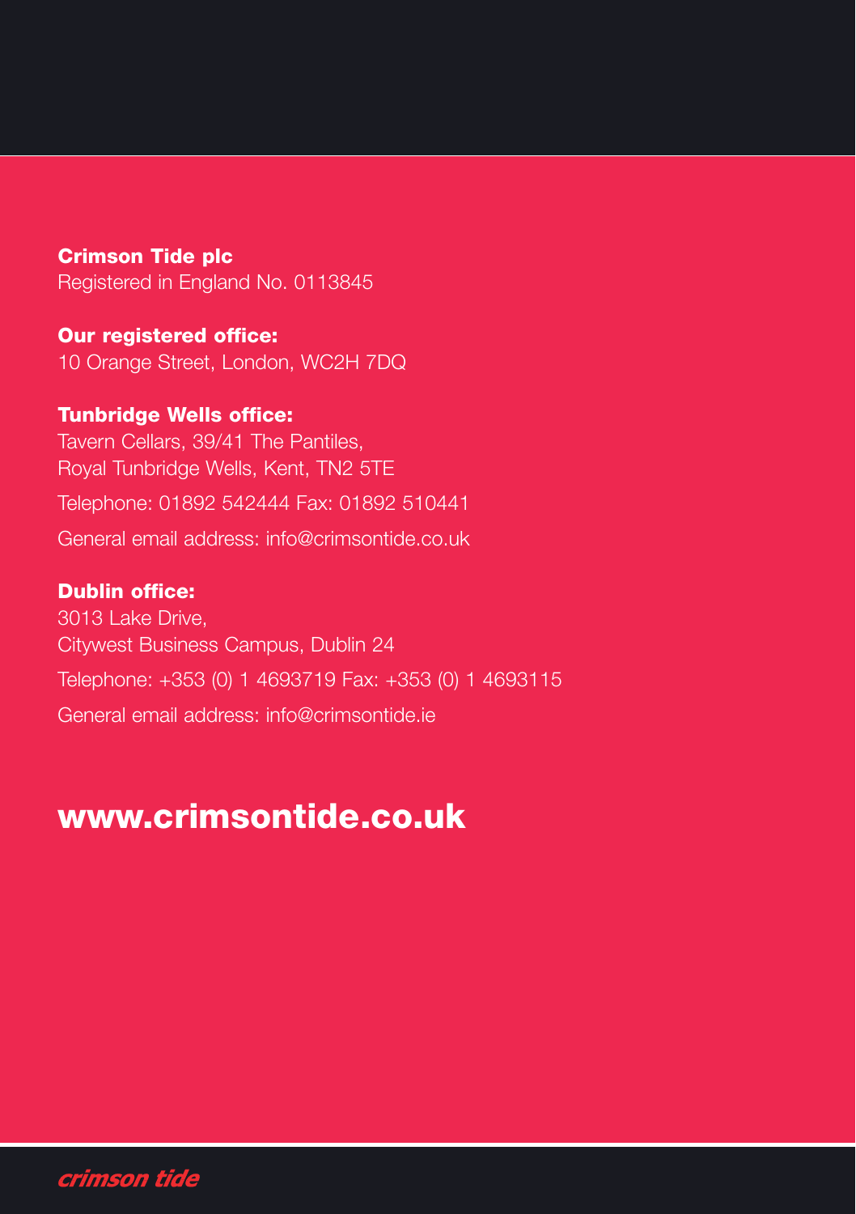**Crimson Tide plc**
Registered in England No. 0113845

**Our registered office:**
10 Orange Street, London, WC2H 7DQ

**Tunbridge Wells office:**
Tavern Cellars, 39/41 The Pantiles,
Royal Tunbridge Wells, Kent, TN2 5TE

Telephone: 01892 542444 Fax: 01892 510441

General email address: info@crimsontide.co.uk

**Dublin office:**
3013 Lake Drive,
Citywest Business Campus, Dublin 24

Telephone: +353 (0) 1 4693719 Fax: +353 (0) 1 4693115

General email address: info@crimsontide.ie

## www.crimsontide.co.uk

*crimson tide*